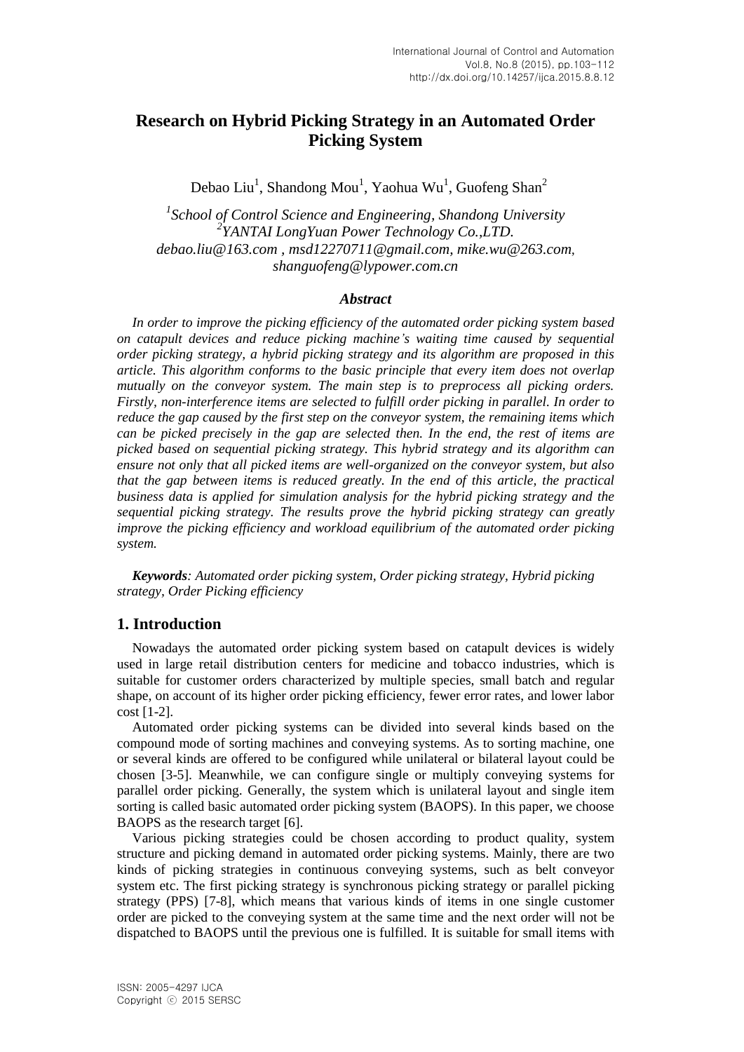# Research on Hybrid Picking Strategy in an Automated Order Picking System

Debao Liu[1], Shandong Mou[1], Yaohua Wu[1], Guofeng Shan[2]

*[1]School of Control Science and Engineering, Shandong University*
*[2]YANTAI LongYuan Power Technology Co.,LTD.*
*debao.liu@163.com , msd12270711@gmail.com, mike.wu@263.com, shanguofeng@lypower.com.cn*

### *Abstract*

*In order to improve the picking efficiency of the automated order picking system based on catapult devices and reduce picking machine's waiting time caused by sequential order picking strategy, a hybrid picking strategy and its algorithm are proposed in this article. This algorithm conforms to the basic principle that every item does not overlap mutually on the conveyor system. The main step is to preprocess all picking orders. Firstly, non-interference items are selected to fulfill order picking in parallel. In order to reduce the gap caused by the first step on the conveyor system, the remaining items which can be picked precisely in the gap are selected then. In the end, the rest of items are picked based on sequential picking strategy. This hybrid strategy and its algorithm can ensure not only that all picked items are well-organized on the conveyor system, but also that the gap between items is reduced greatly. In the end of this article, the practical business data is applied for simulation analysis for the hybrid picking strategy and the sequential picking strategy. The results prove the hybrid picking strategy can greatly improve the picking efficiency and workload equilibrium of the automated order picking system.*

***Keywords**: Automated order picking system, Order picking strategy, Hybrid picking strategy, Order Picking efficiency*

## 1. Introduction

Nowadays the automated order picking system based on catapult devices is widely used in large retail distribution centers for medicine and tobacco industries, which is suitable for customer orders characterized by multiple species, small batch and regular shape, on account of its higher order picking efficiency, fewer error rates, and lower labor cost [1-2].

Automated order picking systems can be divided into several kinds based on the compound mode of sorting machines and conveying systems. As to sorting machine, one or several kinds are offered to be configured while unilateral or bilateral layout could be chosen [3-5]. Meanwhile, we can configure single or multiply conveying systems for parallel order picking. Generally, the system which is unilateral layout and single item sorting is called basic automated order picking system (BAOPS). In this paper, we choose BAOPS as the research target [6].

Various picking strategies could be chosen according to product quality, system structure and picking demand in automated order picking systems. Mainly, there are two kinds of picking strategies in continuous conveying systems, such as belt conveyor system etc. The first picking strategy is synchronous picking strategy or parallel picking strategy (PPS) [7-8], which means that various kinds of items in one single customer order are picked to the conveying system at the same time and the next order will not be dispatched to BAOPS until the previous one is fulfilled. It is suitable for small items with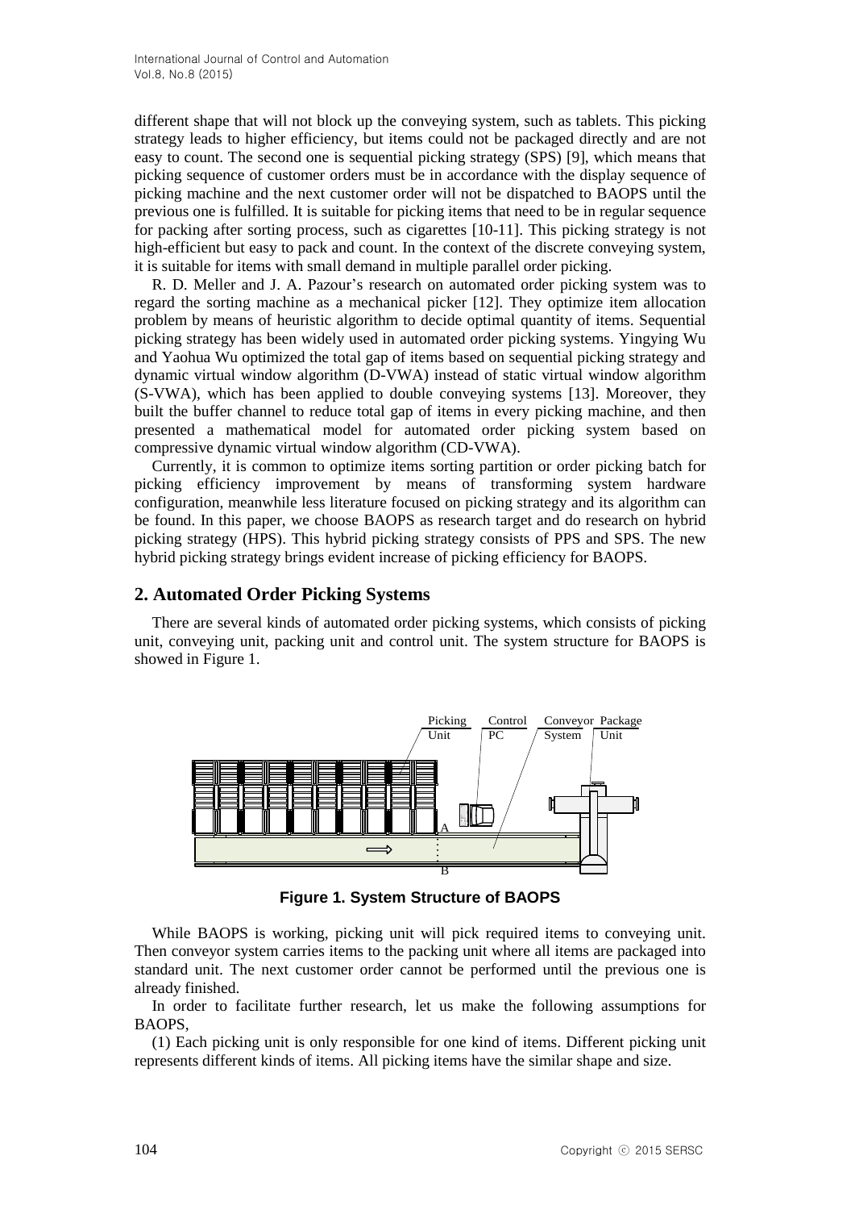different shape that will not block up the conveying system, such as tablets. This picking strategy leads to higher efficiency, but items could not be packaged directly and are not easy to count. The second one is sequential picking strategy (SPS) [9], which means that picking sequence of customer orders must be in accordance with the display sequence of picking machine and the next customer order will not be dispatched to BAOPS until the previous one is fulfilled. It is suitable for picking items that need to be in regular sequence for packing after sorting process, such as cigarettes [10-11]. This picking strategy is not high-efficient but easy to pack and count. In the context of the discrete conveying system, it is suitable for items with small demand in multiple parallel order picking.

R. D. Meller and J. A. Pazour's research on automated order picking system was to regard the sorting machine as a mechanical picker [12]. They optimize item allocation problem by means of heuristic algorithm to decide optimal quantity of items. Sequential picking strategy has been widely used in automated order picking systems. Yingying Wu and Yaohua Wu optimized the total gap of items based on sequential picking strategy and dynamic virtual window algorithm (D-VWA) instead of static virtual window algorithm (S-VWA), which has been applied to double conveying systems [13]. Moreover, they built the buffer channel to reduce total gap of items in every picking machine, and then presented a mathematical model for automated order picking system based on compressive dynamic virtual window algorithm (CD-VWA).

Currently, it is common to optimize items sorting partition or order picking batch for picking efficiency improvement by means of transforming system hardware configuration, meanwhile less literature focused on picking strategy and its algorithm can be found. In this paper, we choose BAOPS as research target and do research on hybrid picking strategy (HPS). This hybrid picking strategy consists of PPS and SPS. The new hybrid picking strategy brings evident increase of picking efficiency for BAOPS.

## 2. Automated Order Picking Systems

There are several kinds of automated order picking systems, which consists of picking unit, conveying unit, packing unit and control unit. The system structure for BAOPS is showed in Figure 1.

**Figure 1. System Structure of BAOPS**

While BAOPS is working, picking unit will pick required items to conveying unit. Then conveyor system carries items to the packing unit where all items are packaged into standard unit. The next customer order cannot be performed until the previous one is already finished.

In order to facilitate further research, let us make the following assumptions for BAOPS,

(1) Each picking unit is only responsible for one kind of items. Different picking unit represents different kinds of items. All picking items have the similar shape and size.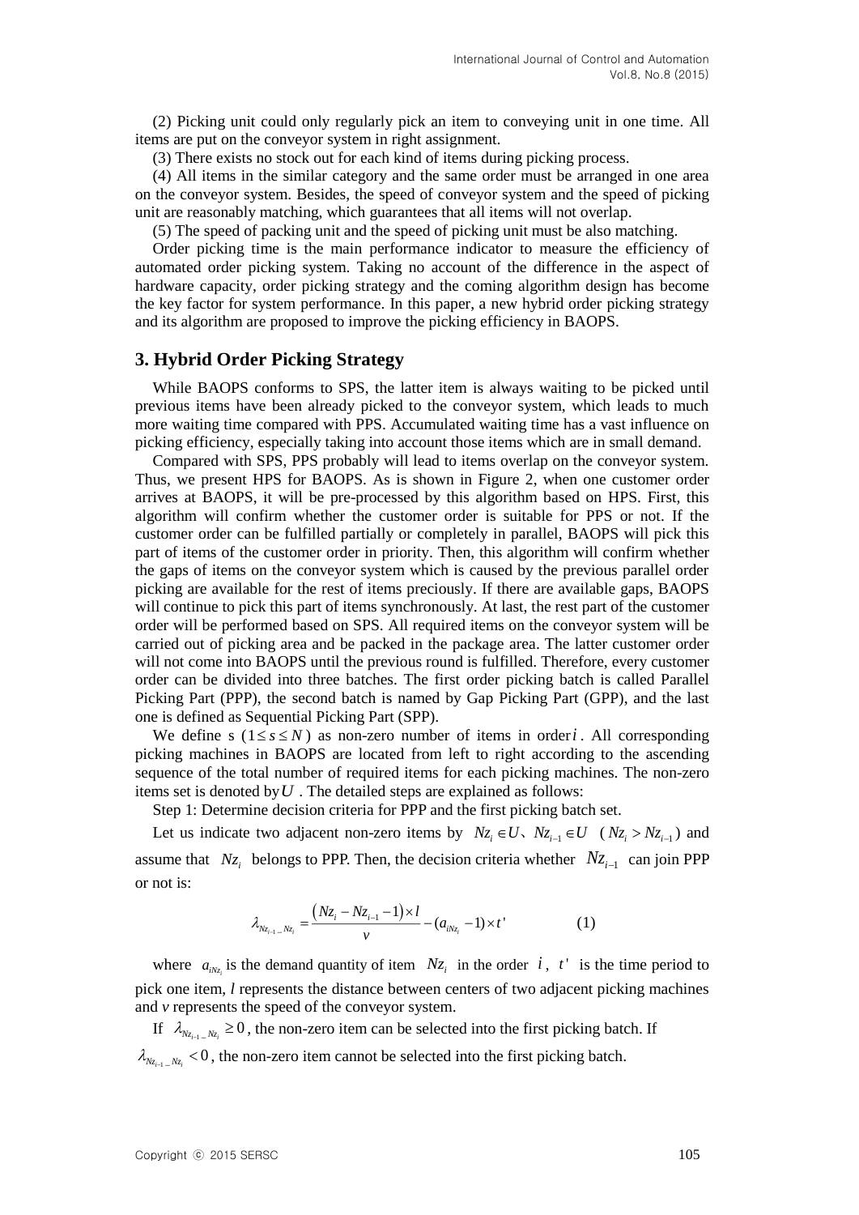(2) Picking unit could only regularly pick an item to conveying unit in one time. All items are put on the conveyor system in right assignment.

(3) There exists no stock out for each kind of items during picking process.

(4) All items in the similar category and the same order must be arranged in one area on the conveyor system. Besides, the speed of conveyor system and the speed of picking unit are reasonably matching, which guarantees that all items will not overlap.

(5) The speed of packing unit and the speed of picking unit must be also matching.

Order picking time is the main performance indicator to measure the efficiency of automated order picking system. Taking no account of the difference in the aspect of hardware capacity, order picking strategy and the coming algorithm design has become the key factor for system performance. In this paper, a new hybrid order picking strategy and its algorithm are proposed to improve the picking efficiency in BAOPS.

## 3. Hybrid Order Picking Strategy

While BAOPS conforms to SPS, the latter item is always waiting to be picked until previous items have been already picked to the conveyor system, which leads to much more waiting time compared with PPS. Accumulated waiting time has a vast influence on picking efficiency, especially taking into account those items which are in small demand.

Compared with SPS, PPS probably will lead to items overlap on the conveyor system. Thus, we present HPS for BAOPS. As is shown in Figure 2, when one customer order arrives at BAOPS, it will be pre-processed by this algorithm based on HPS. First, this algorithm will confirm whether the customer order is suitable for PPS or not. If the customer order can be fulfilled partially or completely in parallel, BAOPS will pick this part of items of the customer order in priority. Then, this algorithm will confirm whether the gaps of items on the conveyor system which is caused by the previous parallel order picking are available for the rest of items preciously. If there are available gaps, BAOPS will continue to pick this part of items synchronously. At last, the rest part of the customer order will be performed based on SPS. All required items on the conveyor system will be carried out of picking area and be packed in the package area. The latter customer order will not come into BAOPS until the previous round is fulfilled. Therefore, every customer order can be divided into three batches. The first order picking batch is called Parallel Picking Part (PPP), the second batch is named by Gap Picking Part (GPP), and the last one is defined as Sequential Picking Part (SPP).

We define s ($1 \le s \le N$) as non-zero number of items in order $i$. All corresponding picking machines in BAOPS are located from left to right according to the ascending sequence of the total number of required items for each picking machines. The non-zero items set is denoted by $U$. The detailed steps are explained as follows:

Step 1: Determine decision criteria for PPP and the first picking batch set.

Let us indicate two adjacent non-zero items by $Nz_i \in U$、$Nz_{i-1} \in U$ ($Nz_i > Nz_{i-1}$) and assume that $Nz_i$ belongs to PPP. Then, the decision criteria whether $Nz_{i-1}$ can join PPP or not is:

$$\lambda_{Nz_{i-1}\_Nz_i} = \frac{\left(Nz_i - Nz_{i-1} - 1\right) \times l}{v} - (a_{iNz_i} - 1) \times t' \tag{1}$$

where $a_{iNz_i}$ is the demand quantity of item $Nz_i$ in the order $i$, $t'$ is the time period to pick one item, *l* represents the distance between centers of two adjacent picking machines and *v* represents the speed of the conveyor system.

If $\lambda_{Nz_{i-1}\_Nz_i} \ge 0$, the non-zero item can be selected into the first picking batch. If $\lambda_{Nz_{i-1}\_Nz_i} < 0$, the non-zero item cannot be selected into the first picking batch.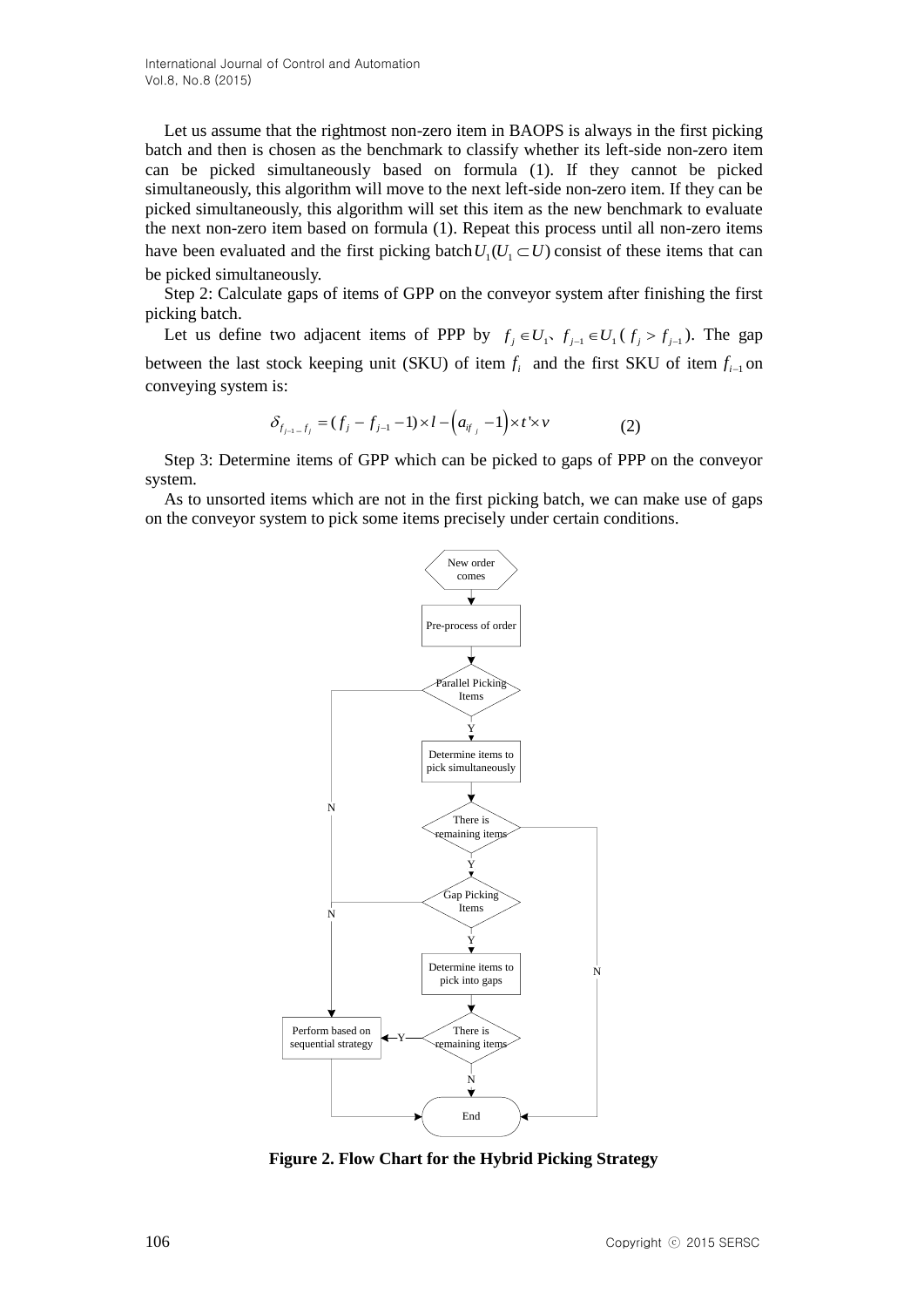Let us assume that the rightmost non-zero item in BAOPS is always in the first picking batch and then is chosen as the benchmark to classify whether its left-side non-zero item can be picked simultaneously based on formula (1). If they cannot be picked simultaneously, this algorithm will move to the next left-side non-zero item. If they can be picked simultaneously, this algorithm will set this item as the new benchmark to evaluate the next non-zero item based on formula (1). Repeat this process until all non-zero items have been evaluated and the first picking batch $U_1 (U_1 \subset U)$ consist of these items that can be picked simultaneously.

Step 2: Calculate gaps of items of GPP on the conveyor system after finishing the first picking batch.

Let us define two adjacent items of PPP by $f_j \in U_1$、$f_{j-1} \in U_1$ ( $f_j > f_{j-1}$). The gap between the last stock keeping unit (SKU) of item $f_i$ and the first SKU of item $f_{i-1}$ on conveying system is:

$$\delta_{f_{j-1} - f_j} = (f_j - f_{j-1} - 1) \times l - \left(a_{if_j} - 1\right) \times t' \times v \tag{2}$$

Step 3: Determine items of GPP which can be picked to gaps of PPP on the conveyor system.

As to unsorted items which are not in the first picking batch, we can make use of gaps on the conveyor system to pick some items precisely under certain conditions.

New order comes → Pre-process of order → Parallel Picking Items (Y) → Determine items to pick simultaneously → There is remaining items (Y) → Gap Picking Items (Y) → Determine items to pick into gaps → There is remaining items (Y) → Perform based on sequential strategy → End; (N) → End

**Figure 2. Flow Chart for the Hybrid Picking Strategy**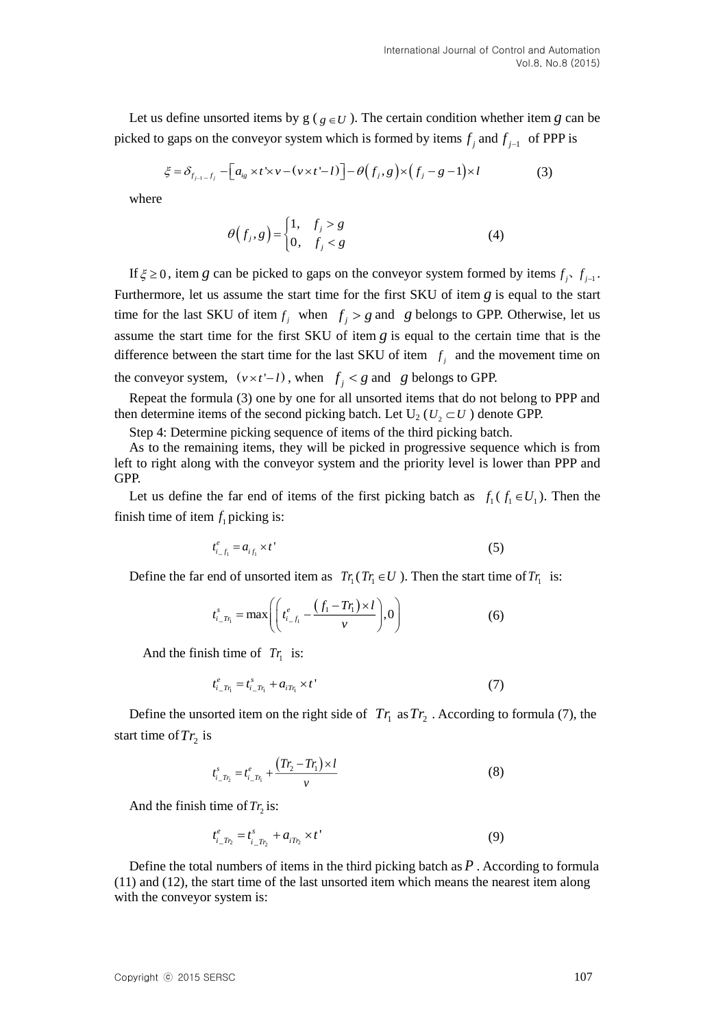Let us define unsorted items by g ( $g \in U$ ). The certain condition whether item $g$ can be picked to gaps on the conveyor system which is formed by items $f_j$ and $f_{j-1}$ of PPP is

$$\xi = \delta_{f_{j-1}-f_j} - \left[ a_{ig} \times t' \times v - (v \times t' - l) \right] - \theta\left(f_j, g\right) \times \left(f_j - g - 1\right) \times l \tag{3}$$

where

$$\theta\left(f_j, g\right) = \begin{cases} 1, & f_j > g \\ 0, & f_j < g \end{cases} \tag{4}$$

If $\xi \geq 0$, item $g$ can be picked to gaps on the conveyor system formed by items $f_j$、$f_{j-1}$. Furthermore, let us assume the start time for the first SKU of item $g$ is equal to the start time for the last SKU of item $f_j$ when $f_j > g$ and $g$ belongs to GPP. Otherwise, let us assume the start time for the first SKU of item $g$ is equal to the certain time that is the difference between the start time for the last SKU of item $f_j$ and the movement time on the conveyor system, $(v \times t' - l)$, when $f_j < g$ and $g$ belongs to GPP.

Repeat the formula (3) one by one for all unsorted items that do not belong to PPP and then determine items of the second picking batch. Let $U_2$ ($U_2 \subset U$) denote GPP.

Step 4: Determine picking sequence of items of the third picking batch.

As to the remaining items, they will be picked in progressive sequence which is from left to right along with the conveyor system and the priority level is lower than PPP and GPP.

Let us define the far end of items of the first picking batch as $f_1$( $f_1 \in U_1$). Then the finish time of item $f_1$ picking is:

$$t^e_{i\_f_1} = a_{if_1} \times t' \tag{5}$$

Define the far end of unsorted item as $Tr_1$( $Tr_1 \in U$ ). Then the start time of $Tr_1$ is:

$$t^s_{i\_Tr_1} = \max\left( \left( t^e_{i\_f_1} - \frac{\left(f_1 - Tr_1\right) \times l}{v} \right), 0 \right) \tag{6}$$

And the finish time of $Tr_1$ is:

$$t^e_{i\_Tr_1} = t^s_{i\_Tr_1} + a_{iTr_1} \times t' \tag{7}$$

Define the unsorted item on the right side of $Tr_1$ as $Tr_2$. According to formula (7), the start time of $Tr_2$ is

$$t^s_{i\_Tr_2} = t^e_{i\_Tr_1} + \frac{\left(Tr_2 - Tr_1\right) \times l}{v} \tag{8}$$

And the finish time of $Tr_2$ is:

$$t^e_{i\_Tr_2} = t^s_{i\_Tr_2} + a_{iTr_2} \times t' \tag{9}$$

Define the total numbers of items in the third picking batch as $P$. According to formula (11) and (12), the start time of the last unsorted item which means the nearest item along with the conveyor system is: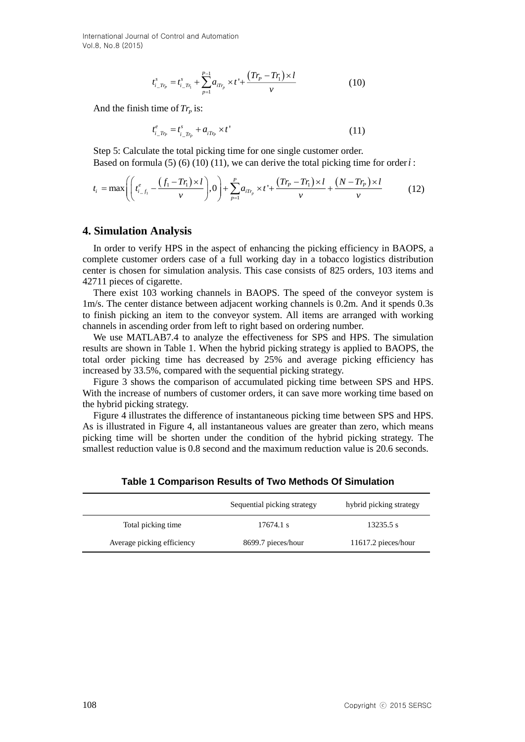$$t^{s}_{i\_Tr_P} = t^{s}_{i\_Tr_1} + \sum_{p=1}^{P-1} a_{iTr_p} \times t' + \frac{(Tr_P - Tr_1)\times l}{v} \tag{10}$$

And the finish time of $Tr_P$ is:

$$t^{e}_{i\_Tr_P} = t^{s}_{i\_Tr_P} + a_{iTr_P} \times t' \tag{11}$$

Step 5: Calculate the total picking time for one single customer order.

Based on formula (5) (6) (10) (11), we can derive the total picking time for order $i$ :

$$t_i = \max\left(\left(t^{e}_{i\_f_1} - \frac{(f_1 - Tr_1)\times l}{v}\right), 0\right) + \sum_{p=1}^{P} a_{iTr_p} \times t' + \frac{(Tr_P - Tr_1)\times l}{v} + \frac{(N - Tr_P)\times l}{v} \tag{12}$$

## 4. Simulation Analysis

In order to verify HPS in the aspect of enhancing the picking efficiency in BAOPS, a complete customer orders case of a full working day in a tobacco logistics distribution center is chosen for simulation analysis. This case consists of 825 orders, 103 items and 42711 pieces of cigarette.

There exist 103 working channels in BAOPS. The speed of the conveyor system is 1m/s. The center distance between adjacent working channels is 0.2m. And it spends 0.3s to finish picking an item to the conveyor system. All items are arranged with working channels in ascending order from left to right based on ordering number.

We use MATLAB7.4 to analyze the effectiveness for SPS and HPS. The simulation results are shown in Table 1. When the hybrid picking strategy is applied to BAOPS, the total order picking time has decreased by 25% and average picking efficiency has increased by 33.5%, compared with the sequential picking strategy.

Figure 3 shows the comparison of accumulated picking time between SPS and HPS. With the increase of numbers of customer orders, it can save more working time based on the hybrid picking strategy.

Figure 4 illustrates the difference of instantaneous picking time between SPS and HPS. As is illustrated in Figure 4, all instantaneous values are greater than zero, which means picking time will be shorten under the condition of the hybrid picking strategy. The smallest reduction value is 0.8 second and the maximum reduction value is 20.6 seconds.

**Table 1 Comparison Results of Two Methods Of Simulation**

| | Sequential picking strategy | hybrid picking strategy |
|---|---|---|
| Total picking time | 17674.1 s | 13235.5 s |
| Average picking efficiency | 8699.7 pieces/hour | 11617.2 pieces/hour |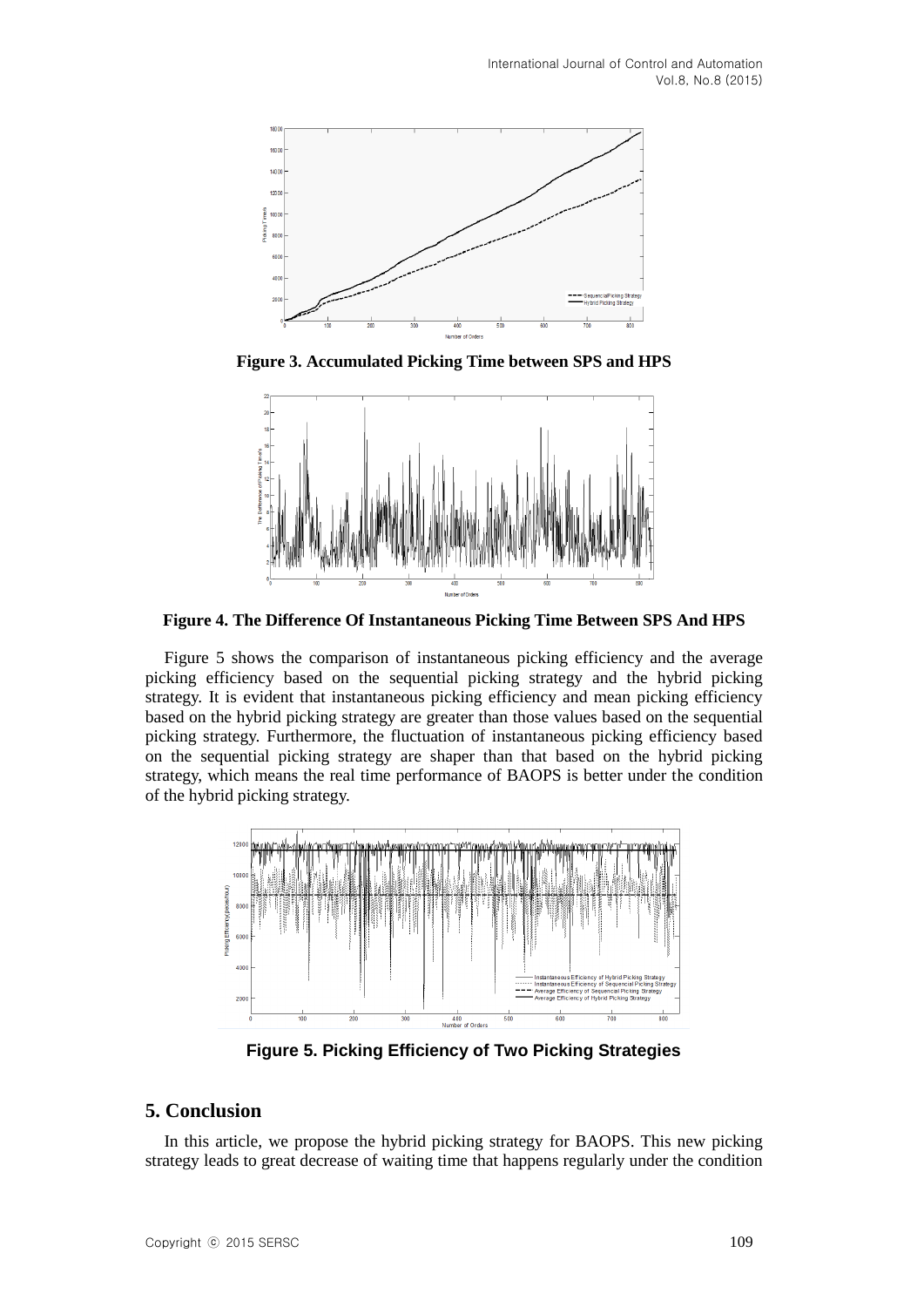Figure 3. Accumulated Picking Time between SPS and HPS

Figure 4. The Difference Of Instantaneous Picking Time Between SPS And HPS

Figure 5 shows the comparison of instantaneous picking efficiency and the average picking efficiency based on the sequential picking strategy and the hybrid picking strategy. It is evident that instantaneous picking efficiency and mean picking efficiency based on the hybrid picking strategy are greater than those values based on the sequential picking strategy. Furthermore, the fluctuation of instantaneous picking efficiency based on the sequential picking strategy are shaper than that based on the hybrid picking strategy, which means the real time performance of BAOPS is better under the condition of the hybrid picking strategy.

**Figure 5. Picking Efficiency of Two Picking Strategies**

## 5. Conclusion

In this article, we propose the hybrid picking strategy for BAOPS. This new picking strategy leads to great decrease of waiting time that happens regularly under the condition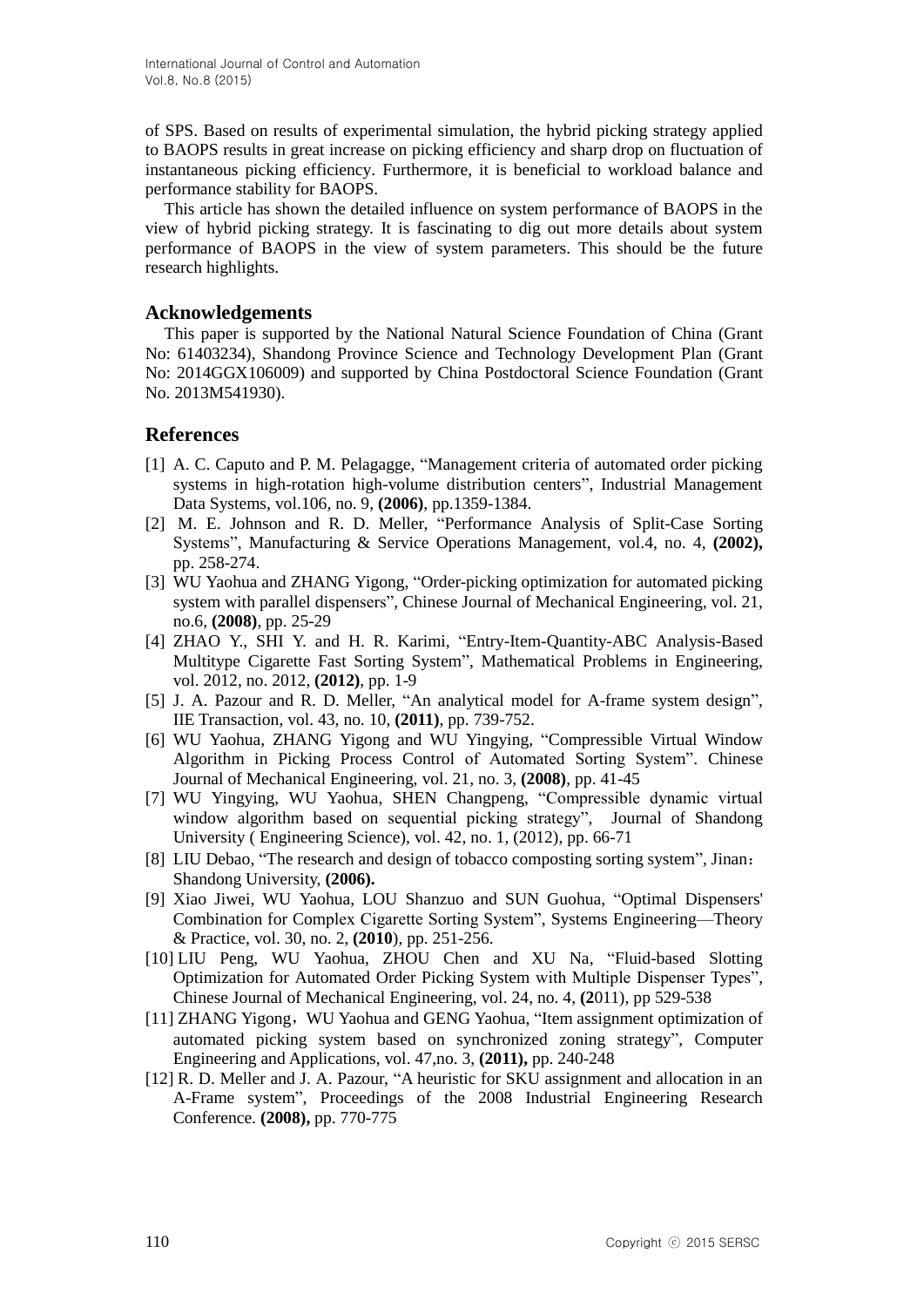of SPS. Based on results of experimental simulation, the hybrid picking strategy applied to BAOPS results in great increase on picking efficiency and sharp drop on fluctuation of instantaneous picking efficiency. Furthermore, it is beneficial to workload balance and performance stability for BAOPS.

This article has shown the detailed influence on system performance of BAOPS in the view of hybrid picking strategy. It is fascinating to dig out more details about system performance of BAOPS in the view of system parameters. This should be the future research highlights.

## Acknowledgements

This paper is supported by the National Natural Science Foundation of China (Grant No: 61403234), Shandong Province Science and Technology Development Plan (Grant No: 2014GGX106009) and supported by China Postdoctoral Science Foundation (Grant No. 2013M541930).

## References

[1] A. C. Caputo and P. M. Pelagagge, “Management criteria of automated order picking systems in high-rotation high-volume distribution centers”, Industrial Management Data Systems, vol.106, no. 9, **(2006)**, pp.1359-1384.

[2] M. E. Johnson and R. D. Meller, “Performance Analysis of Split-Case Sorting Systems”, Manufacturing & Service Operations Management, vol.4, no. 4, **(2002),** pp. 258-274.

[3] WU Yaohua and ZHANG Yigong, “Order-picking optimization for automated picking system with parallel dispensers”, Chinese Journal of Mechanical Engineering, vol. 21, no.6, **(2008)**, pp. 25-29

[4] ZHAO Y., SHI Y. and H. R. Karimi, “Entry-Item-Quantity-ABC Analysis-Based Multitype Cigarette Fast Sorting System”, Mathematical Problems in Engineering, vol. 2012, no. 2012, **(2012)**, pp. 1-9

[5] J. A. Pazour and R. D. Meller, “An analytical model for A-frame system design”, IIE Transaction, vol. 43, no. 10, **(2011)**, pp. 739-752.

[6] WU Yaohua, ZHANG Yigong and WU Yingying, “Compressible Virtual Window Algorithm in Picking Process Control of Automated Sorting System”. Chinese Journal of Mechanical Engineering, vol. 21, no. 3, **(2008)**, pp. 41-45

[7] WU Yingying, WU Yaohua, SHEN Changpeng, “Compressible dynamic virtual window algorithm based on sequential picking strategy”, Journal of Shandong University ( Engineering Science), vol. 42, no. 1, (2012), pp. 66-71

[8] LIU Debao, “The research and design of tobacco composting sorting system”, Jinan： Shandong University, **(2006).**

[9] Xiao Jiwei, WU Yaohua, LOU Shanzuo and SUN Guohua, “Optimal Dispensers' Combination for Complex Cigarette Sorting System”, Systems Engineering—Theory & Practice, vol. 30, no. 2, **(2010)**, pp. 251-256.

[10] LIU Peng, WU Yaohua, ZHOU Chen and XU Na, “Fluid-based Slotting Optimization for Automated Order Picking System with Multiple Dispenser Types”, Chinese Journal of Mechanical Engineering, vol. 24, no. 4, **(2**011), pp 529-538

[11] ZHANG Yigong，WU Yaohua and GENG Yaohua, “Item assignment optimization of automated picking system based on synchronized zoning strategy”, Computer Engineering and Applications, vol. 47,no. 3, **(2011),** pp. 240-248

[12] R. D. Meller and J. A. Pazour, “A heuristic for SKU assignment and allocation in an A-Frame system”, Proceedings of the 2008 Industrial Engineering Research Conference. **(2008),** pp. 770-775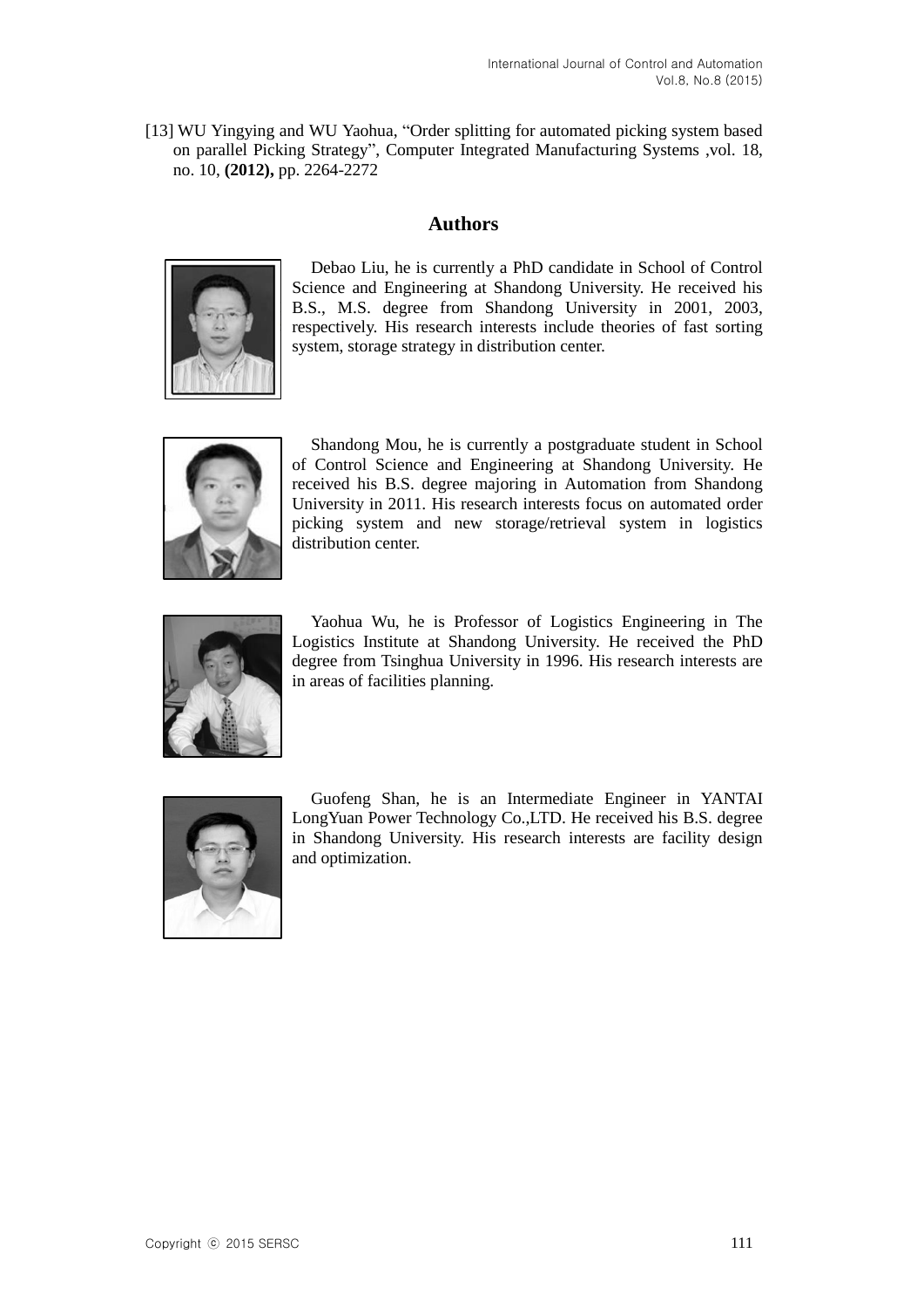[13] WU Yingying and WU Yaohua, "Order splitting for automated picking system based on parallel Picking Strategy", Computer Integrated Manufacturing Systems ,vol. 18, no. 10, **(2012),** pp. 2264-2272

## Authors

Debao Liu, he is currently a PhD candidate in School of Control Science and Engineering at Shandong University. He received his B.S., M.S. degree from Shandong University in 2001, 2003, respectively. His research interests include theories of fast sorting system, storage strategy in distribution center.

Shandong Mou, he is currently a postgraduate student in School of Control Science and Engineering at Shandong University. He received his B.S. degree majoring in Automation from Shandong University in 2011. His research interests focus on automated order picking system and new storage/retrieval system in logistics distribution center.

Yaohua Wu, he is Professor of Logistics Engineering in The Logistics Institute at Shandong University. He received the PhD degree from Tsinghua University in 1996. His research interests are in areas of facilities planning.

Guofeng Shan, he is an Intermediate Engineer in YANTAI LongYuan Power Technology Co.,LTD. He received his B.S. degree in Shandong University. His research interests are facility design and optimization.